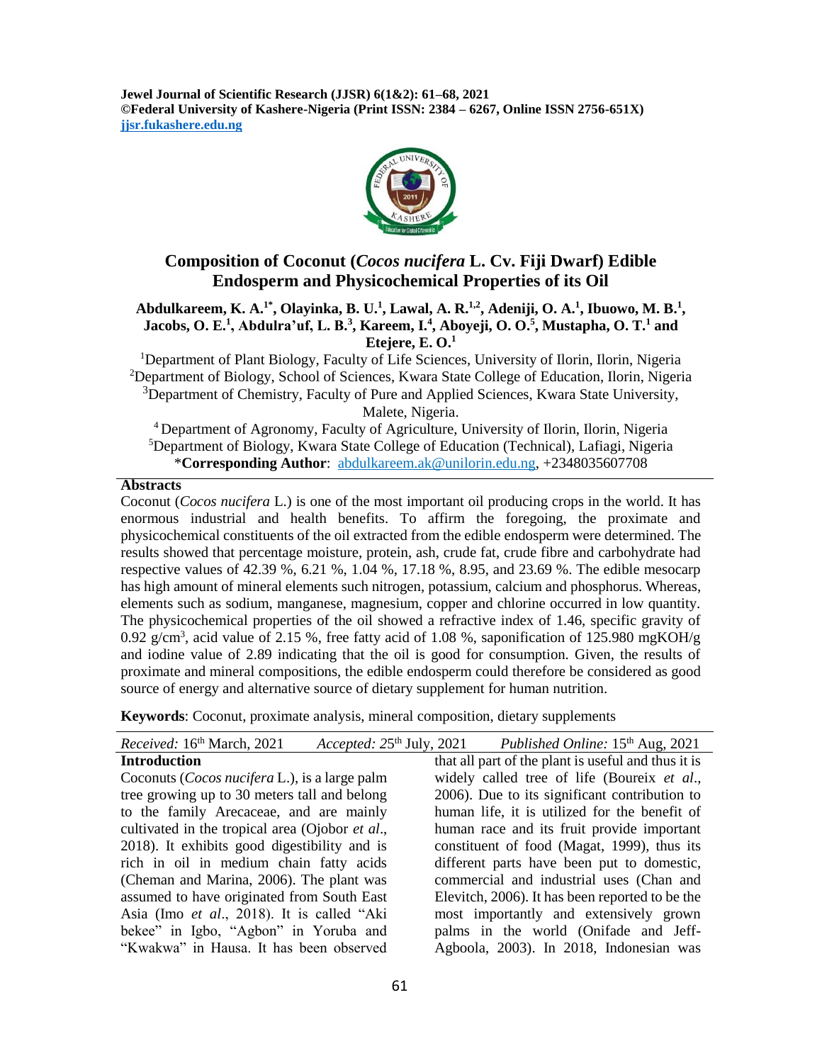# Composition of Coconut (*Cocos nucifera* L. Cv. Fiji Dwarf) Edible Endosperm and Physicochemical Properties of its Oil

**Abdulkareem, K. A.[1*], Olayinka, B. U.[1], Lawal, A. R.[1,2], Adeniji, O. A.[1], Ibuowo, M. B.[1], Jacobs, O. E.[1], Abdulra'uf, L. B.[3], Kareem, I.[4], Aboyeji, O. O.[5], Mustapha, O. T.[1] and Etejere, E. O.[1]**

[1]Department of Plant Biology, Faculty of Life Sciences, University of Ilorin, Ilorin, Nigeria
[2]Department of Biology, School of Sciences, Kwara State College of Education, Ilorin, Nigeria
[3]Department of Chemistry, Faculty of Pure and Applied Sciences, Kwara State University, Malete, Nigeria.
[4]Department of Agronomy, Faculty of Agriculture, University of Ilorin, Ilorin, Nigeria
[5]Department of Biology, Kwara State College of Education (Technical), Lafiagi, Nigeria
***Corresponding Author**: abdulkareem.ak@unilorin.edu.ng, +2348035607708

## Abstracts

Coconut (*Cocos nucifera* L.) is one of the most important oil producing crops in the world. It has enormous industrial and health benefits. To affirm the foregoing, the proximate and physicochemical constituents of the oil extracted from the edible endosperm were determined. The results showed that percentage moisture, protein, ash, crude fat, crude fibre and carbohydrate had respective values of 42.39 %, 6.21 %, 1.04 %, 17.18 %, 8.95, and 23.69 %. The edible mesocarp has high amount of mineral elements such nitrogen, potassium, calcium and phosphorus. Whereas, elements such as sodium, manganese, magnesium, copper and chlorine occurred in low quantity. The physicochemical properties of the oil showed a refractive index of 1.46, specific gravity of 0.92 g/cm$^3$, acid value of 2.15 %, free fatty acid of 1.08 %, saponification of 125.980 mgKOH/g and iodine value of 2.89 indicating that the oil is good for consumption. Given, the results of proximate and mineral compositions, the edible endosperm could therefore be considered as good source of energy and alternative source of dietary supplement for human nutrition.

**Keywords**: Coconut, proximate analysis, mineral composition, dietary supplements

*Received:* 16th March, 2021 *Accepted:* 25th July, 2021 *Published Online:* 15th Aug, 2021

## Introduction

Coconuts (*Cocos nucifera* L.), is a large palm tree growing up to 30 meters tall and belong to the family Arecaceae, and are mainly cultivated in the tropical area (Ojobor *et al*., 2018). It exhibits good digestibility and is rich in oil in medium chain fatty acids (Cheman and Marina, 2006). The plant was assumed to have originated from South East Asia (Imo *et al*., 2018). It is called "Aki bekee" in Igbo, "Agbon" in Yoruba and "Kwakwa" in Hausa. It has been observed that all part of the plant is useful and thus it is widely called tree of life (Boureix *et al*., 2006). Due to its significant contribution to human life, it is utilized for the benefit of human race and its fruit provide important constituent of food (Magat, 1999), thus its different parts have been put to domestic, commercial and industrial uses (Chan and Elevitch, 2006). It has been reported to be the most importantly and extensively grown palms in the world (Onifade and Jeff-Agboola, 2003). In 2018, Indonesian was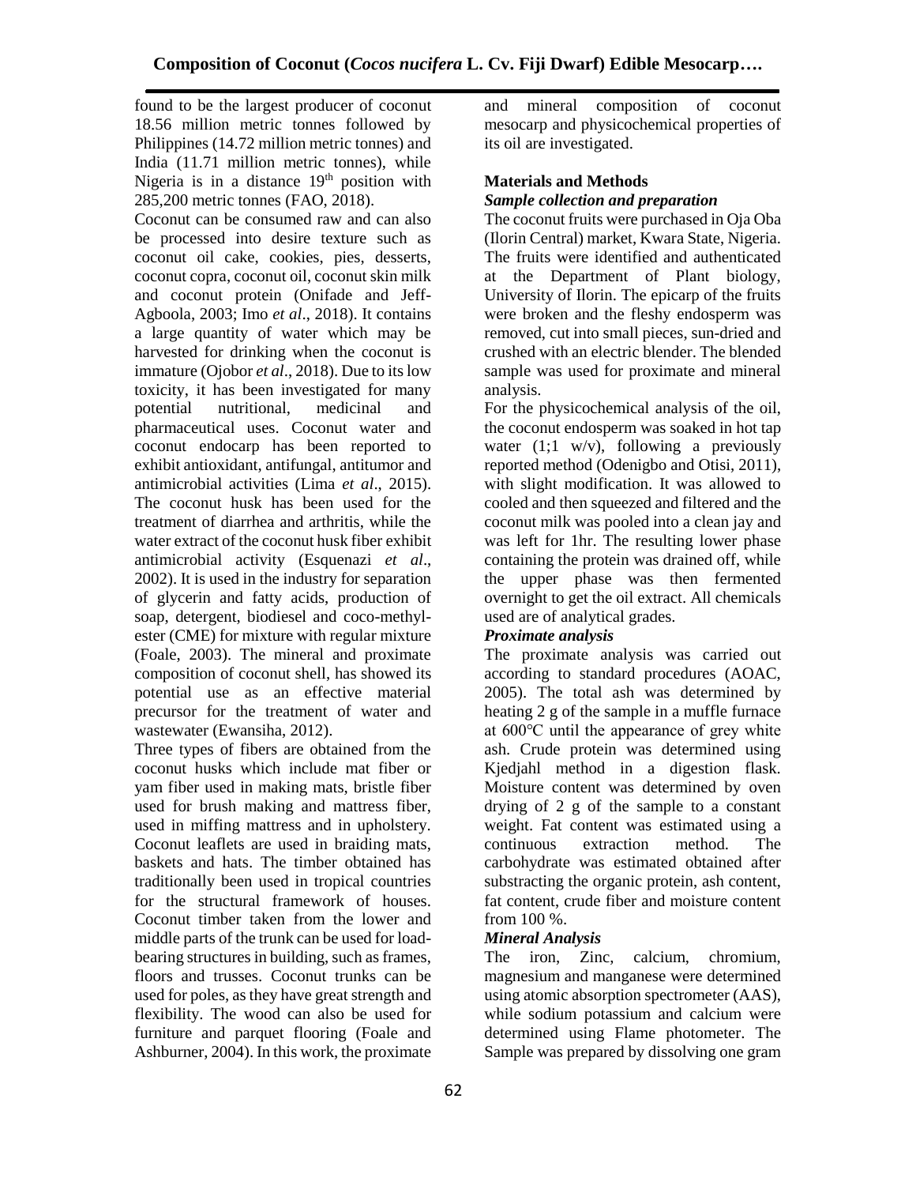found to be the largest producer of coconut 18.56 million metric tonnes followed by Philippines (14.72 million metric tonnes) and India (11.71 million metric tonnes), while Nigeria is in a distance 19th position with 285,200 metric tonnes (FAO, 2018).

Coconut can be consumed raw and can also be processed into desire texture such as coconut oil cake, cookies, pies, desserts, coconut copra, coconut oil, coconut skin milk and coconut protein (Onifade and Jeff-Agboola, 2003; Imo *et al*., 2018). It contains a large quantity of water which may be harvested for drinking when the coconut is immature (Ojobor *et al*., 2018). Due to its low toxicity, it has been investigated for many potential nutritional, medicinal and pharmaceutical uses. Coconut water and coconut endocarp has been reported to exhibit antioxidant, antifungal, antitumor and antimicrobial activities (Lima *et al*., 2015). The coconut husk has been used for the treatment of diarrhea and arthritis, while the water extract of the coconut husk fiber exhibit antimicrobial activity (Esquenazi *et al*., 2002). It is used in the industry for separation of glycerin and fatty acids, production of soap, detergent, biodiesel and coco-methyl-ester (CME) for mixture with regular mixture (Foale, 2003). The mineral and proximate composition of coconut shell, has showed its potential use as an effective material precursor for the treatment of water and wastewater (Ewansiha, 2012).

Three types of fibers are obtained from the coconut husks which include mat fiber or yam fiber used in making mats, bristle fiber used for brush making and mattress fiber, used in miffing mattress and in upholstery. Coconut leaflets are used in braiding mats, baskets and hats. The timber obtained has traditionally been used in tropical countries for the structural framework of houses. Coconut timber taken from the lower and middle parts of the trunk can be used for load-bearing structures in building, such as frames, floors and trusses. Coconut trunks can be used for poles, as they have great strength and flexibility. The wood can also be used for furniture and parquet flooring (Foale and Ashburner, 2004). In this work, the proximate and mineral composition of coconut mesocarp and physicochemical properties of its oil are investigated.

## Materials and Methods

### *Sample collection and preparation*

The coconut fruits were purchased in Oja Oba (Ilorin Central) market, Kwara State, Nigeria. The fruits were identified and authenticated at the Department of Plant biology, University of Ilorin. The epicarp of the fruits were broken and the fleshy endosperm was removed, cut into small pieces, sun-dried and crushed with an electric blender. The blended sample was used for proximate and mineral analysis.

For the physicochemical analysis of the oil, the coconut endosperm was soaked in hot tap water (1;1 w/v), following a previously reported method (Odenigbo and Otisi, 2011), with slight modification. It was allowed to cooled and then squeezed and filtered and the coconut milk was pooled into a clean jay and was left for 1hr. The resulting lower phase containing the protein was drained off, while the upper phase was then fermented overnight to get the oil extract. All chemicals used are of analytical grades.

### *Proximate analysis*

The proximate analysis was carried out according to standard procedures (AOAC, 2005). The total ash was determined by heating 2 g of the sample in a muffle furnace at 600°C until the appearance of grey white ash. Crude protein was determined using Kjedjahl method in a digestion flask. Moisture content was determined by oven drying of 2 g of the sample to a constant weight. Fat content was estimated using a continuous extraction method. The carbohydrate was estimated obtained after substracting the organic protein, ash content, fat content, crude fiber and moisture content from 100 %.

### *Mineral Analysis*

The iron, Zinc, calcium, chromium, magnesium and manganese were determined using atomic absorption spectrometer (AAS), while sodium potassium and calcium were determined using Flame photometer. The Sample was prepared by dissolving one gram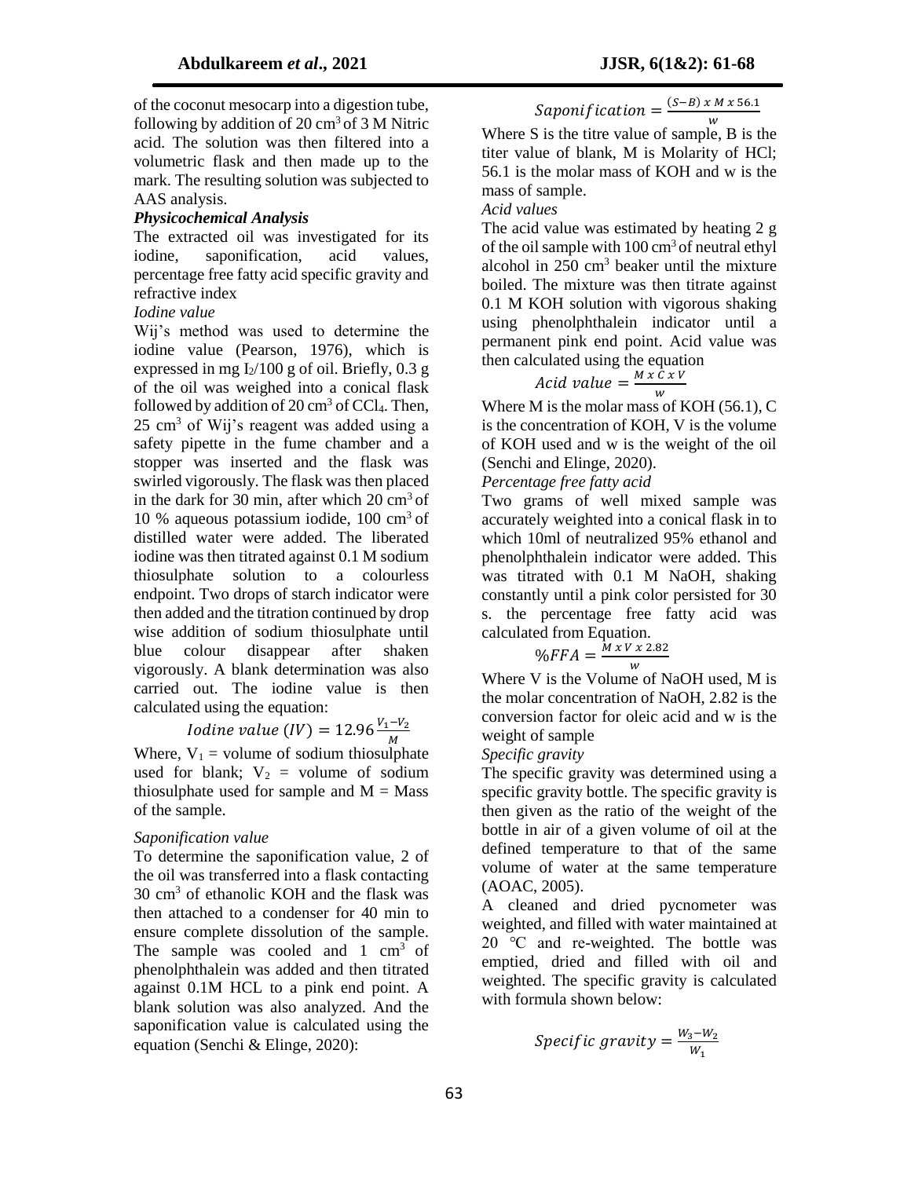of the coconut mesocarp into a digestion tube, following by addition of 20 $cm^3$ of 3 M Nitric acid. The solution was then filtered into a volumetric flask and then made up to the mark. The resulting solution was subjected to AAS analysis.

***Physicochemical Analysis***

The extracted oil was investigated for its iodine, saponification, acid values, percentage free fatty acid specific gravity and refractive index

*Iodine value*

Wij's method was used to determine the iodine value (Pearson, 1976), which is expressed in mg $I_2$/100 g of oil. Briefly, 0.3 g of the oil was weighed into a conical flask followed by addition of 20 $cm^3$ of $CCl_4$. Then, 25 $cm^3$ of Wij's reagent was added using a safety pipette in the fume chamber and a stopper was inserted and the flask was swirled vigorously. The flask was then placed in the dark for 30 min, after which 20 $cm^3$ of 10 % aqueous potassium iodide, 100 $cm^3$ of distilled water were added. The liberated iodine was then titrated against 0.1 M sodium thiosulphate solution to a colourless endpoint. Two drops of starch indicator were then added and the titration continued by drop wise addition of sodium thiosulphate until blue colour disappear after shaken vigorously. A blank determination was also carried out. The iodine value is then calculated using the equation:

$$Iodine\ value\ (IV) = 12.96\frac{V_1 - V_2}{M}$$

Where, $V_1$ = volume of sodium thiosulphate used for blank; $V_2$ = volume of sodium thiosulphate used for sample and M = Mass of the sample.

*Saponification value*

To determine the saponification value, 2 of the oil was transferred into a flask contacting 30 $cm^3$ of ethanolic KOH and the flask was then attached to a condenser for 40 min to ensure complete dissolution of the sample. The sample was cooled and 1 $cm^3$ of phenolphthalein was added and then titrated against 0.1M HCL to a pink end point. A blank solution was also analyzed. And the saponification value is calculated using the equation (Senchi & Elinge, 2020):

$$Saponification = \frac{(S - B)\ x\ M\ x\ 56.1}{w}$$

Where S is the titre value of sample, B is the titer value of blank, M is Molarity of HCl; 56.1 is the molar mass of KOH and w is the mass of sample.

*Acid values*

The acid value was estimated by heating 2 g of the oil sample with 100 $cm^3$ of neutral ethyl alcohol in 250 $cm^3$ beaker until the mixture boiled. The mixture was then titrate against 0.1 M KOH solution with vigorous shaking using phenolphthalein indicator until a permanent pink end point. Acid value was then calculated using the equation

$$Acid\ value = \frac{M\ x\ C\ x\ V}{w}$$

Where M is the molar mass of KOH (56.1), C is the concentration of KOH, V is the volume of KOH used and w is the weight of the oil (Senchi and Elinge, 2020).

*Percentage free fatty acid*

Two grams of well mixed sample was accurately weighted into a conical flask in to which 10ml of neutralized 95% ethanol and phenolphthalein indicator were added. This was titrated with 0.1 M NaOH, shaking constantly until a pink color persisted for 30 s. the percentage free fatty acid was calculated from Equation.

$$\%FFA = \frac{M\ x\ V\ x\ 2.82}{w}$$

Where V is the Volume of NaOH used, M is the molar concentration of NaOH, 2.82 is the conversion factor for oleic acid and w is the weight of sample

*Specific gravity*

The specific gravity was determined using a specific gravity bottle. The specific gravity is then given as the ratio of the weight of the bottle in air of a given volume of oil at the defined temperature to that of the same volume of water at the same temperature (AOAC, 2005).

A cleaned and dried pycnometer was weighted, and filled with water maintained at 20 °C and re-weighted. The bottle was emptied, dried and filled with oil and weighted. The specific gravity is calculated with formula shown below:

$$Specific\ gravity = \frac{W_3 - W_2}{W_1}$$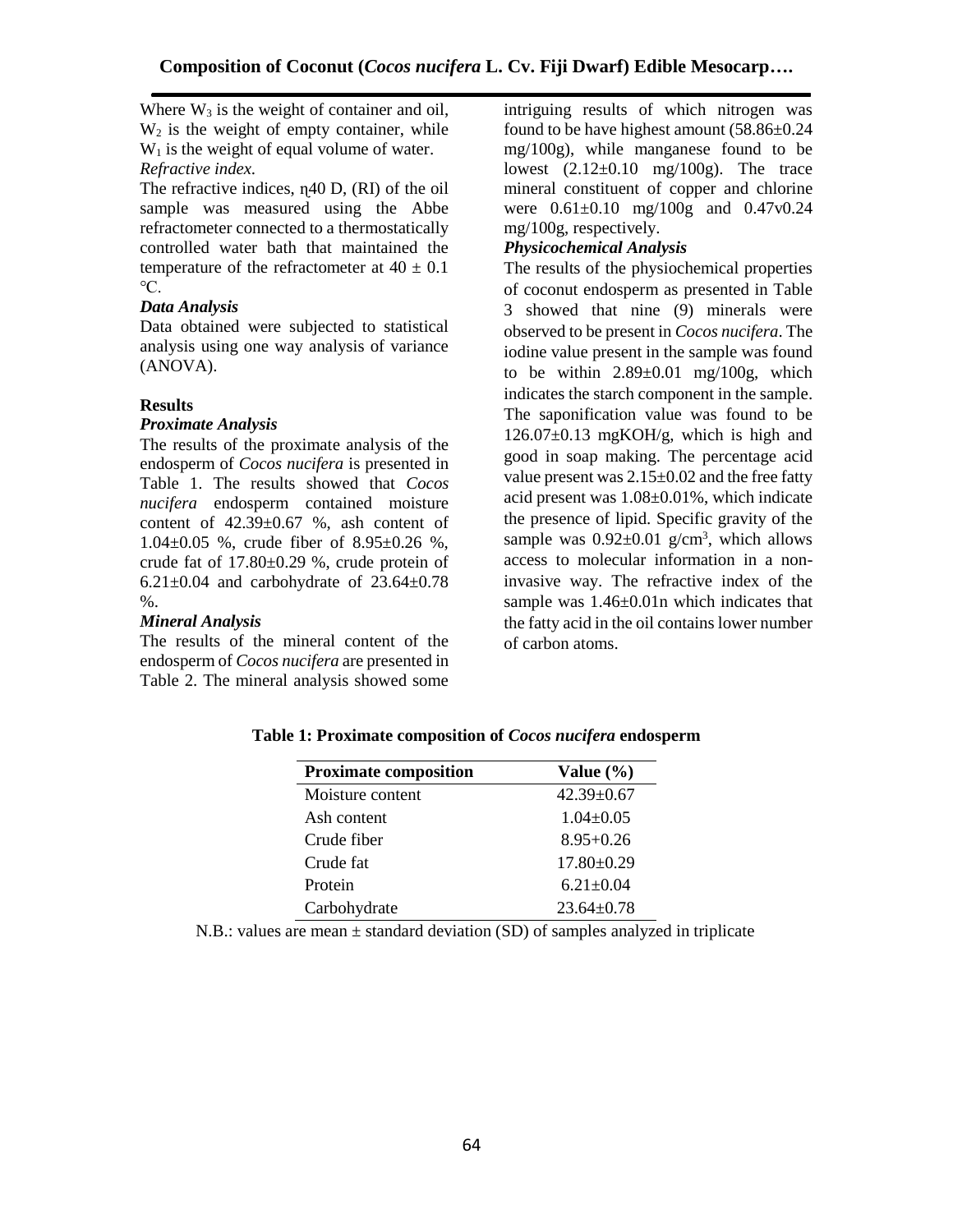Where $W_3$ is the weight of container and oil, $W_2$ is the weight of empty container, while $W_1$ is the weight of equal volume of water.

*Refractive index.*

The refractive indices, ɳ40 D, (RI) of the oil sample was measured using the Abbe refractometer connected to a thermostatically controlled water bath that maintained the temperature of the refractometer at $40 \pm 0.1$ °C.

### *Data Analysis*

Data obtained were subjected to statistical analysis using one way analysis of variance (ANOVA).

## Results

### *Proximate Analysis*

The results of the proximate analysis of the endosperm of *Cocos nucifera* is presented in Table 1. The results showed that *Cocos nucifera* endosperm contained moisture content of 42.39±0.67 %, ash content of 1.04±0.05 %, crude fiber of 8.95±0.26 %, crude fat of 17.80±0.29 %, crude protein of 6.21±0.04 and carbohydrate of 23.64±0.78 %.

### *Mineral Analysis*

The results of the mineral content of the endosperm of *Cocos nucifera* are presented in Table 2. The mineral analysis showed some intriguing results of which nitrogen was found to be have highest amount (58.86±0.24 mg/100g), while manganese found to be lowest (2.12±0.10 mg/100g). The trace mineral constituent of copper and chlorine were 0.61±0.10 mg/100g and 0.47v0.24 mg/100g, respectively.

### *Physicochemical Analysis*

The results of the physiochemical properties of coconut endosperm as presented in Table 3 showed that nine (9) minerals were observed to be present in *Cocos nucifera*. The iodine value present in the sample was found to be within 2.89±0.01 mg/100g, which indicates the starch component in the sample. The saponification value was found to be 126.07±0.13 mgKOH/g, which is high and good in soap making. The percentage acid value present was 2.15±0.02 and the free fatty acid present was 1.08±0.01%, which indicate the presence of lipid. Specific gravity of the sample was 0.92±0.01 g/cm$^3$, which allows access to molecular information in a non-invasive way. The refractive index of the sample was 1.46±0.01n which indicates that the fatty acid in the oil contains lower number of carbon atoms.

**Table 1: Proximate composition of *Cocos nucifera* endosperm**

| Proximate composition | Value (%) |
|---|---|
| Moisture content | 42.39±0.67 |
| Ash content | 1.04±0.05 |
| Crude fiber | 8.95+0.26 |
| Crude fat | 17.80±0.29 |
| Protein | 6.21±0.04 |
| Carbohydrate | 23.64±0.78 |

N.B.: values are mean ± standard deviation (SD) of samples analyzed in triplicate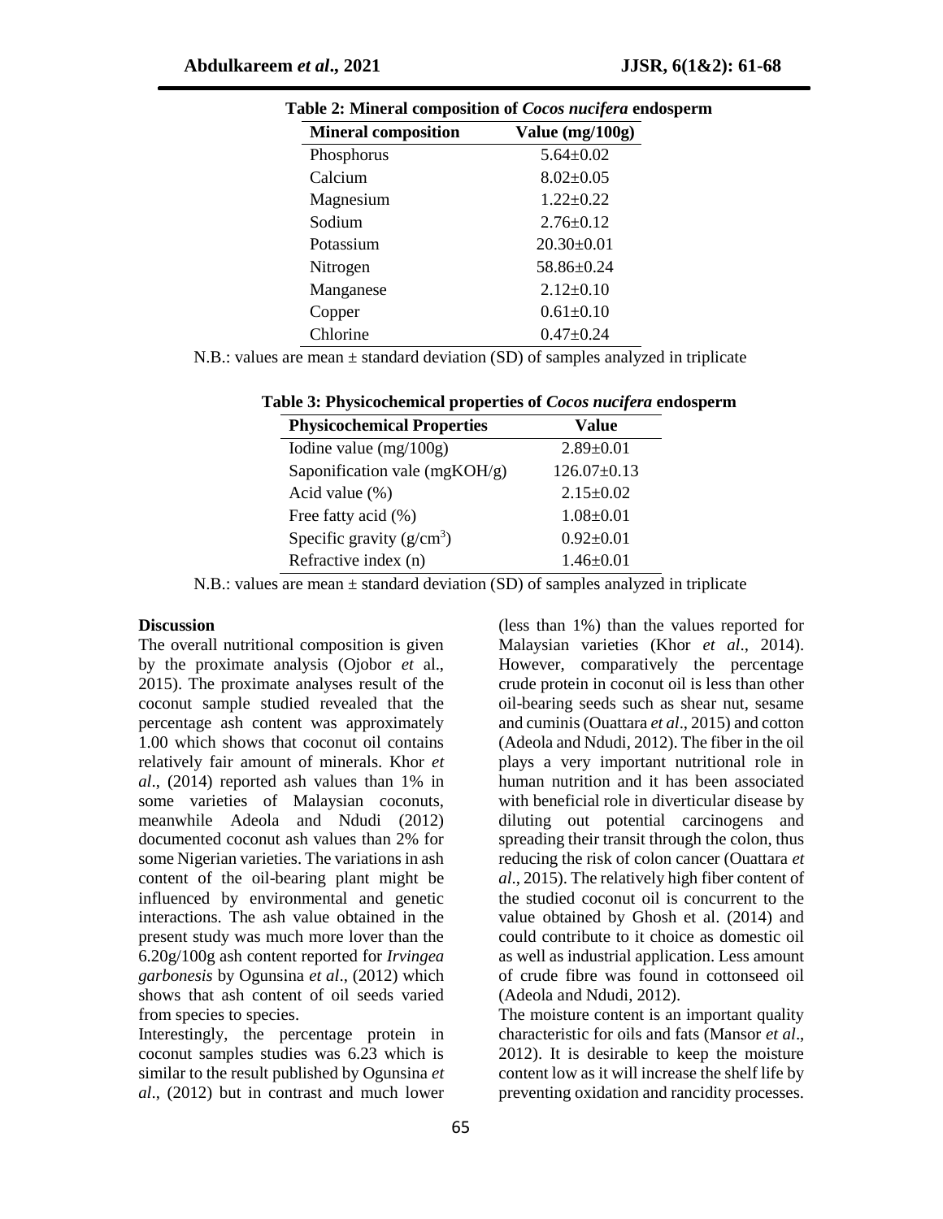**Table 2: Mineral composition of *Cocos nucifera* endosperm**

| Mineral composition | Value (mg/100g) |
|---|---|
| Phosphorus | 5.64±0.02 |
| Calcium | 8.02±0.05 |
| Magnesium | 1.22±0.22 |
| Sodium | 2.76±0.12 |
| Potassium | 20.30±0.01 |
| Nitrogen | 58.86±0.24 |
| Manganese | 2.12±0.10 |
| Copper | 0.61±0.10 |
| Chlorine | 0.47±0.24 |

N.B.: values are mean ± standard deviation (SD) of samples analyzed in triplicate

**Table 3: Physicochemical properties of *Cocos nucifera* endosperm**

| Physicochemical Properties | Value |
|---|---|
| Iodine value (mg/100g) | 2.89±0.01 |
| Saponification vale (mgKOH/g) | 126.07±0.13 |
| Acid value (%) | 2.15±0.02 |
| Free fatty acid (%) | 1.08±0.01 |
| Specific gravity ($g/cm^3$) | 0.92±0.01 |
| Refractive index (n) | 1.46±0.01 |

N.B.: values are mean ± standard deviation (SD) of samples analyzed in triplicate

**Discussion**

The overall nutritional composition is given by the proximate analysis (Ojobor *et* al., 2015). The proximate analyses result of the coconut sample studied revealed that the percentage ash content was approximately 1.00 which shows that coconut oil contains relatively fair amount of minerals. Khor *et al*., (2014) reported ash values than 1% in some varieties of Malaysian coconuts, meanwhile Adeola and Ndudi (2012) documented coconut ash values than 2% for some Nigerian varieties. The variations in ash content of the oil-bearing plant might be influenced by environmental and genetic interactions. The ash value obtained in the present study was much more lover than the 6.20g/100g ash content reported for *Irvingea garbonesis* by Ogunsina *et al*., (2012) which shows that ash content of oil seeds varied from species to species.

Interestingly, the percentage protein in coconut samples studies was 6.23 which is similar to the result published by Ogunsina *et al*., (2012) but in contrast and much lower (less than 1%) than the values reported for Malaysian varieties (Khor *et al*., 2014). However, comparatively the percentage crude protein in coconut oil is less than other oil-bearing seeds such as shear nut, sesame and cuminis (Ouattara *et al*., 2015) and cotton (Adeola and Ndudi, 2012). The fiber in the oil plays a very important nutritional role in human nutrition and it has been associated with beneficial role in diverticular disease by diluting out potential carcinogens and spreading their transit through the colon, thus reducing the risk of colon cancer (Ouattara *et al*., 2015). The relatively high fiber content of the studied coconut oil is concurrent to the value obtained by Ghosh et al. (2014) and could contribute to it choice as domestic oil as well as industrial application. Less amount of crude fibre was found in cottonseed oil (Adeola and Ndudi, 2012).

The moisture content is an important quality characteristic for oils and fats (Mansor *et al*., 2012). It is desirable to keep the moisture content low as it will increase the shelf life by preventing oxidation and rancidity processes.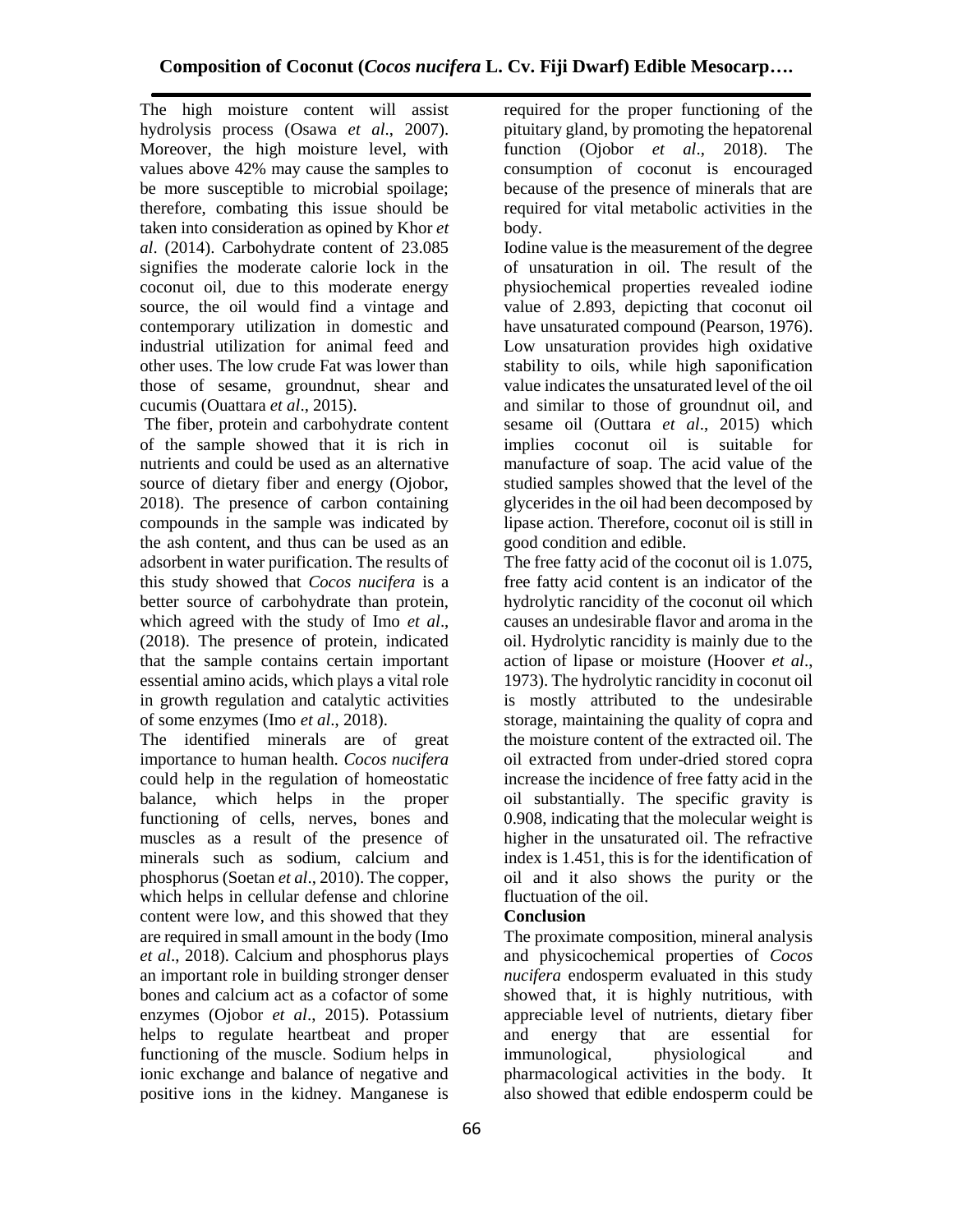The high moisture content will assist hydrolysis process (Osawa *et al*., 2007). Moreover, the high moisture level, with values above 42% may cause the samples to be more susceptible to microbial spoilage; therefore, combating this issue should be taken into consideration as opined by Khor *et al*. (2014). Carbohydrate content of 23.085 signifies the moderate calorie lock in the coconut oil, due to this moderate energy source, the oil would find a vintage and contemporary utilization in domestic and industrial utilization for animal feed and other uses. The low crude Fat was lower than those of sesame, groundnut, shear and cucumis (Ouattara *et al*., 2015).

The fiber, protein and carbohydrate content of the sample showed that it is rich in nutrients and could be used as an alternative source of dietary fiber and energy (Ojobor, 2018). The presence of carbon containing compounds in the sample was indicated by the ash content, and thus can be used as an adsorbent in water purification. The results of this study showed that *Cocos nucifera* is a better source of carbohydrate than protein, which agreed with the study of Imo *et al*., (2018). The presence of protein, indicated that the sample contains certain important essential amino acids, which plays a vital role in growth regulation and catalytic activities of some enzymes (Imo *et al*., 2018).

The identified minerals are of great importance to human health. *Cocos nucifera* could help in the regulation of homeostatic balance, which helps in the proper functioning of cells, nerves, bones and muscles as a result of the presence of minerals such as sodium, calcium and phosphorus (Soetan *et al*., 2010). The copper, which helps in cellular defense and chlorine content were low, and this showed that they are required in small amount in the body (Imo *et al*., 2018). Calcium and phosphorus plays an important role in building stronger denser bones and calcium act as a cofactor of some enzymes (Ojobor *et al*., 2015). Potassium helps to regulate heartbeat and proper functioning of the muscle. Sodium helps in ionic exchange and balance of negative and positive ions in the kidney. Manganese is required for the proper functioning of the pituitary gland, by promoting the hepatorenal function (Ojobor *et al*., 2018). The consumption of coconut is encouraged because of the presence of minerals that are required for vital metabolic activities in the body.

Iodine value is the measurement of the degree of unsaturation in oil. The result of the physiochemical properties revealed iodine value of 2.893, depicting that coconut oil have unsaturated compound (Pearson, 1976). Low unsaturation provides high oxidative stability to oils, while high saponification value indicates the unsaturated level of the oil and similar to those of groundnut oil, and sesame oil (Outtara *et al*., 2015) which implies coconut oil is suitable for manufacture of soap. The acid value of the studied samples showed that the level of the glycerides in the oil had been decomposed by lipase action. Therefore, coconut oil is still in good condition and edible.

The free fatty acid of the coconut oil is 1.075, free fatty acid content is an indicator of the hydrolytic rancidity of the coconut oil which causes an undesirable flavor and aroma in the oil. Hydrolytic rancidity is mainly due to the action of lipase or moisture (Hoover *et al*., 1973). The hydrolytic rancidity in coconut oil is mostly attributed to the undesirable storage, maintaining the quality of copra and the moisture content of the extracted oil. The oil extracted from under-dried stored copra increase the incidence of free fatty acid in the oil substantially. The specific gravity is 0.908, indicating that the molecular weight is higher in the unsaturated oil. The refractive index is 1.451, this is for the identification of oil and it also shows the purity or the fluctuation of the oil.

## Conclusion

The proximate composition, mineral analysis and physicochemical properties of *Cocos nucifera* endosperm evaluated in this study showed that, it is highly nutritious, with appreciable level of nutrients, dietary fiber and energy that are essential for immunological, physiological and pharmacological activities in the body. It also showed that edible endosperm could be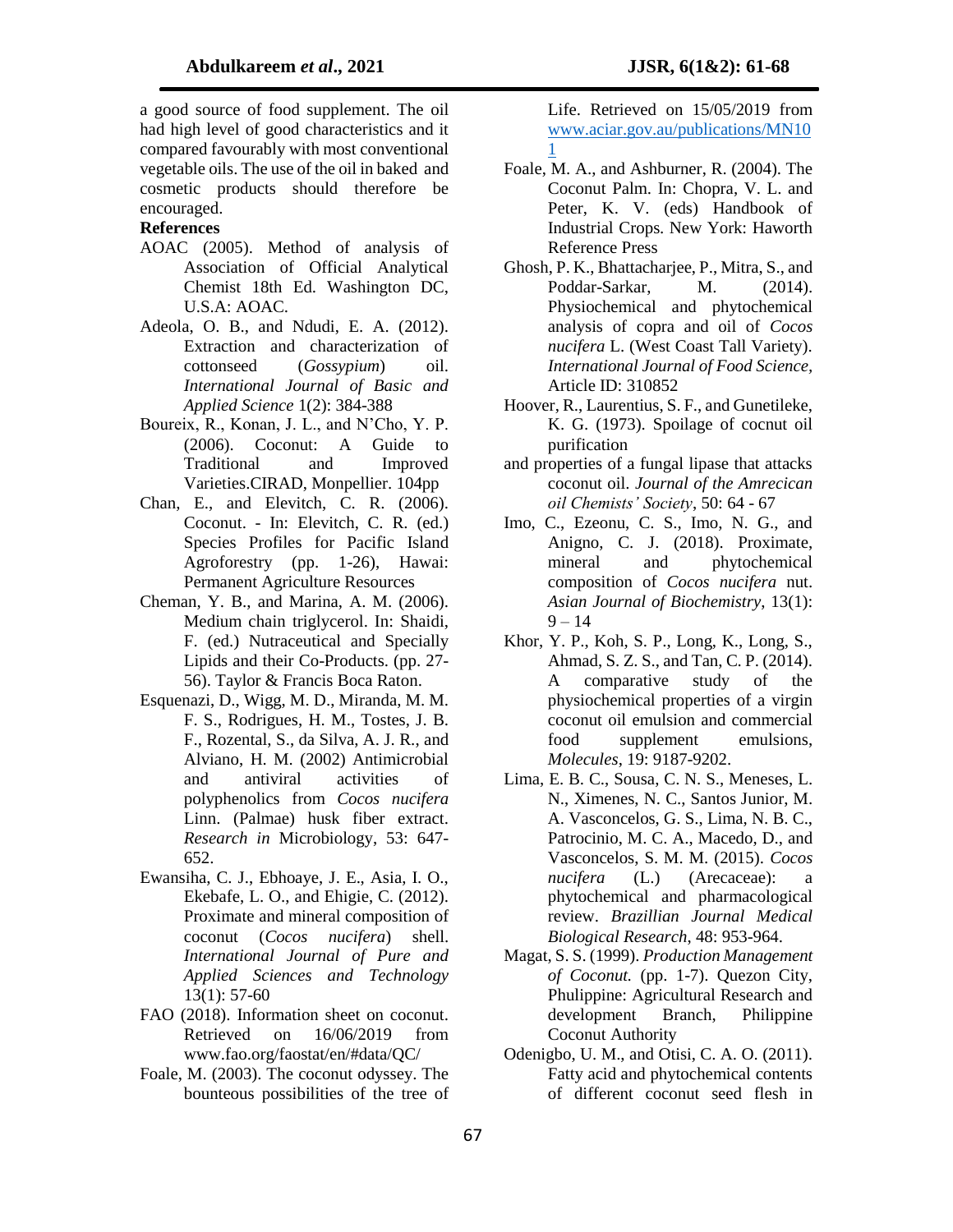a good source of food supplement. The oil had high level of good characteristics and it compared favourably with most conventional vegetable oils. The use of the oil in baked and cosmetic products should therefore be encouraged.

**References**

AOAC (2005). Method of analysis of Association of Official Analytical Chemist 18th Ed. Washington DC, U.S.A: AOAC.

Adeola, O. B., and Ndudi, E. A. (2012). Extraction and characterization of cottonseed (*Gossypium*) oil. *International Journal of Basic and Applied Science* 1(2): 384-388

Boureix, R., Konan, J. L., and N'Cho, Y. P. (2006). Coconut: A Guide to Traditional and Improved Varieties.CIRAD, Monpellier. 104pp

Chan, E., and Elevitch, C. R. (2006). Coconut. - In: Elevitch, C. R. (ed.) Species Profiles for Pacific Island Agroforestry (pp. 1-26), Hawai: Permanent Agriculture Resources

Cheman, Y. B., and Marina, A. M. (2006). Medium chain triglycerol. In: Shaidi, F. (ed.) Nutraceutical and Specially Lipids and their Co-Products. (pp. 27-56). Taylor & Francis Boca Raton.

Esquenazi, D., Wigg, M. D., Miranda, M. M. F. S., Rodrigues, H. M., Tostes, J. B. F., Rozental, S., da Silva, A. J. R., and Alviano, H. M. (2002) Antimicrobial and antiviral activities of polyphenolics from *Cocos nucifera* Linn. (Palmae) husk fiber extract. *Research in* Microbiology, 53: 647-652.

Ewansiha, C. J., Ebhoaye, J. E., Asia, I. O., Ekebafe, L. O., and Ehigie, C. (2012). Proximate and mineral composition of coconut (*Cocos nucifera*) shell. *International Journal of Pure and Applied Sciences and Technology* 13(1): 57-60

FAO (2018). Information sheet on coconut. Retrieved on 16/06/2019 from www.fao.org/faostat/en/#data/QC/

Foale, M. (2003). The coconut odyssey. The bounteous possibilities of the tree of Life. Retrieved on 15/05/2019 from www.aciar.gov.au/publications/MN101

Foale, M. A., and Ashburner, R. (2004). The Coconut Palm. In: Chopra, V. L. and Peter, K. V. (eds) Handbook of Industrial Crops. New York: Haworth Reference Press

Ghosh, P. K., Bhattacharjee, P., Mitra, S., and Poddar-Sarkar, M. (2014). Physiochemical and phytochemical analysis of copra and oil of *Cocos nucifera* L. (West Coast Tall Variety). *International Journal of Food Science*, Article ID: 310852

Hoover, R., Laurentius, S. F., and Gunetileke, K. G. (1973). Spoilage of cocnut oil purification

and properties of a fungal lipase that attacks coconut oil. *Journal of the Amrecican oil Chemists' Society*, 50: 64 - 67

Imo, C., Ezeonu, C. S., Imo, N. G., and Anigno, C. J. (2018). Proximate, mineral and phytochemical composition of *Cocos nucifera* nut. *Asian Journal of Biochemistry*, 13(1): 9 – 14

Khor, Y. P., Koh, S. P., Long, K., Long, S., Ahmad, S. Z. S., and Tan, C. P. (2014). A comparative study of the physiochemical properties of a virgin coconut oil emulsion and commercial food supplement emulsions, *Molecules*, 19: 9187-9202.

Lima, E. B. C., Sousa, C. N. S., Meneses, L. N., Ximenes, N. C., Santos Junior, M. A. Vasconcelos, G. S., Lima, N. B. C., Patrocinio, M. C. A., Macedo, D., and Vasconcelos, S. M. M. (2015). *Cocos nucifera* (L.) (Arecaceae): a phytochemical and pharmacological review. *Brazillian Journal Medical Biological Research*, 48: 953-964.

Magat, S. S. (1999). *Production Management of Coconut.* (pp. 1-7). Quezon City, Phulippine: Agricultural Research and development Branch, Philippine Coconut Authority

Odenigbo, U. M., and Otisi, C. A. O. (2011). Fatty acid and phytochemical contents of different coconut seed flesh in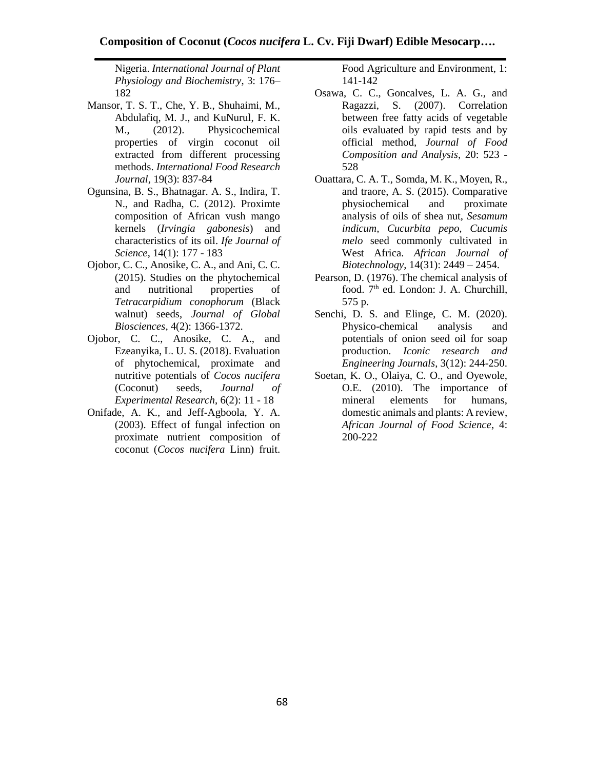Nigeria. *International Journal of Plant Physiology and Biochemistry*, 3: 176–182

Mansor, T. S. T., Che, Y. B., Shuhaimi, M., Abdulafiq, M. J., and KuNurul, F. K. M., (2012). Physicochemical properties of virgin coconut oil extracted from different processing methods. *International Food Research Journal*, 19(3): 837-84

Ogunsina, B. S., Bhatnagar. A. S., Indira, T. N., and Radha, C. (2012). Proximte composition of African vush mango kernels (*Irvingia gabonesis*) and characteristics of its oil. *Ife Journal of Science*, 14(1): 177 - 183

Ojobor, C. C., Anosike, C. A., and Ani, C. C. (2015). Studies on the phytochemical and nutritional properties of *Tetracarpidium conophorum* (Black walnut) seeds, *Journal of Global Biosciences*, 4(2): 1366-1372.

Ojobor, C. C., Anosike, C. A., and Ezeanyika, L. U. S. (2018). Evaluation of phytochemical, proximate and nutritive potentials of *Cocos nucifera* (Coconut) seeds, *Journal of Experimental Research*, 6(2): 11 - 18

Onifade, A. K., and Jeff-Agboola, Y. A. (2003). Effect of fungal infection on proximate nutrient composition of coconut (*Cocos nucifera* Linn) fruit. Food Agriculture and Environment, 1: 141-142

Osawa, C. C., Goncalves, L. A. G., and Ragazzi, S. (2007). Correlation between free fatty acids of vegetable oils evaluated by rapid tests and by official method, *Journal of Food Composition and Analysis*, 20: 523 - 528

Ouattara, C. A. T., Somda, M. K., Moyen, R., and traore, A. S. (2015). Comparative physiochemical and proximate analysis of oils of shea nut, *Sesamum indicum*, *Cucurbita pepo*, *Cucumis melo* seed commonly cultivated in West Africa. *African Journal of Biotechnology*, 14(31): 2449 – 2454.

Pearson, D. (1976). The chemical analysis of food. 7th ed. London: J. A. Churchill, 575 p.

Senchi, D. S. and Elinge, C. M. (2020). Physico-chemical analysis and potentials of onion seed oil for soap production. *Iconic research and Engineering Journals*, 3(12): 244-250.

Soetan, K. O., Olaiya, C. O., and Oyewole, O.E. (2010). The importance of mineral elements for humans, domestic animals and plants: A review, *African Journal of Food Science*, 4: 200-222